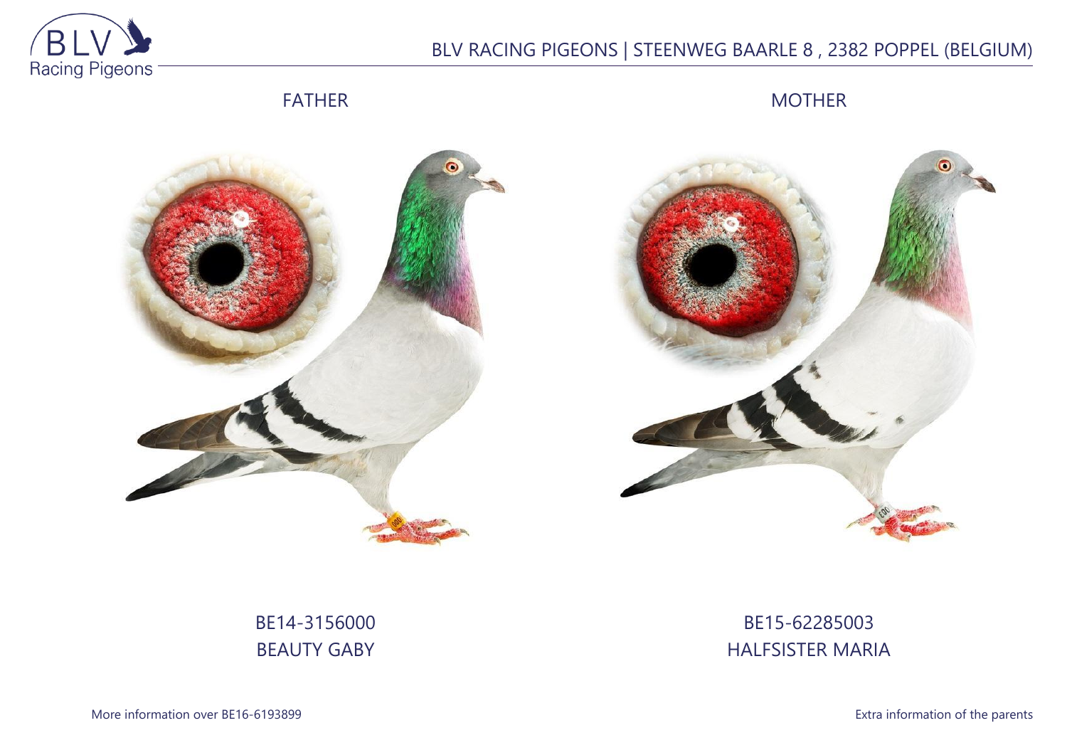BLV RACING PIGEONS | STEENWEG BAARLE 8 , 2382 POPPEL (BELGIUM)

FATHER

MOTHER

BE14-3156000
BEAUTY GABY

BE15-62285003
HALFSISTER MARIA

More information over BE16-6193899

Extra information of the parents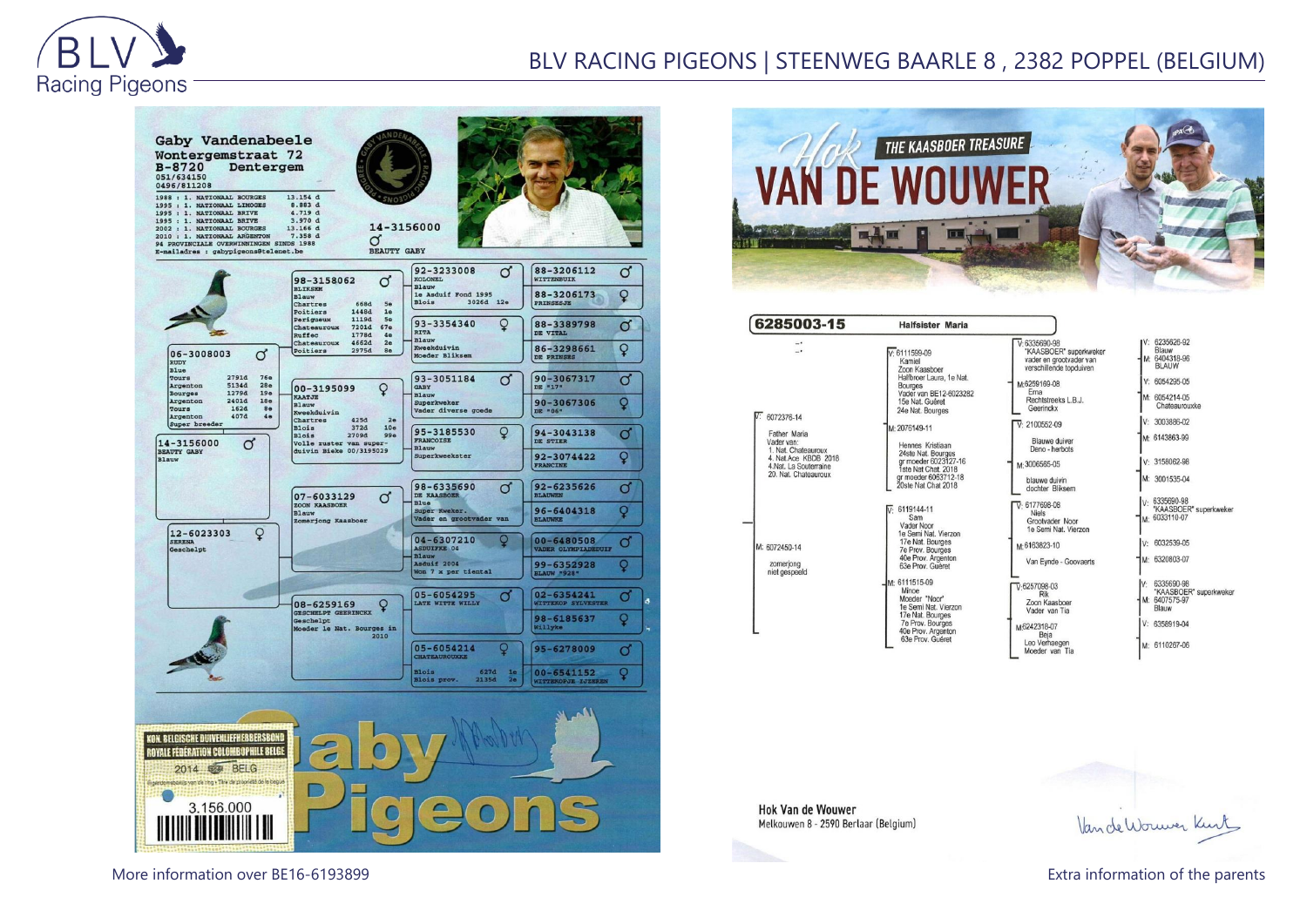BLV Racing Pigeons

BLV RACING PIGEONS | STEENWEG BAARLE 8 , 2382 POPPEL (BELGIUM)

**Gaby Vandenabeele**
Wontergemstraat 72
B-8720 Dentergem
051/634150
0496/811208

1988 : 1. NATIONAAL BOURGES 13.154 d
1995 : 1. NATIONAAL LIMOGES 8.883 d
1995 : 1. NATIONAAL BRIVE 4.719 d
1995 : 1. NATIONAAL BRIVE 3.970 d
2002 : 1. NATIONAAL BOURGES 13.166 d
2010 : 1. NATIONAAL ARGENTON 7.358 d
94 PROVINCIALE OVERWINNINGEN SINDS 1988
E-mailadres : gabypigeons@telenet.be

14-3156000 ♂ BEAUTY GABY

**14-3156000** ♂ BEAUTY GABY Blauw

**06-3008003** ♂ RUDY Blue
Tours 2791d 76e
Argenton 5134d 28e
Bourges 1279d 19e
Argenton 2401d 18e
Tours 162d 8e
Argenton 407d 4e
Super breeder

**98-3158062** ♂ BLIKSEM Blauw
Chartres 668d 5e
Poitiers 1448d 1e
Perigueux 1119d 5e
Chateauroux 7201d 67e
Ruffec 1778d 4e
Chateauroux 4662d 2e
Poitiers 2975d 8e

**92-3233008** ♂ KOLONEL Blauw 1e Asduif Fond 1995 Blois 3026d 12e
**88-3206112** ♂ WITTENBUIK
**88-3206173** ♀ PRINSESJE

**93-3354340** ♀ RITA Blauw Kweekduivin Moeder Bliksem
**88-3389798** ♂ DE VITAL
**86-3298661** ♀ DE PRINSES

**00-3195099** ♀ KAATJE Blauw Kweekduivin
Chartres 425d 2e
Blois 372d 10e
Blois 2709d 99e
Volle zuster van superduivin Bieke 00/3195029

**93-3051184** ♂ GABY Blauw Superkweker Vader diverse goede
**90-3067317** ♂ DE "17"
**90-3067306** ♀ DE "06"

**95-3185530** ♀ FRANCOISE Blauw Superkweekster
**94-3043138** ♂ DE STIER
**92-3074422** ♀ FRANCINE

**12-6023303** ♀ SERENA Geschelpt

**07-6033129** ♂ ZOON KAASBOER Blauw Zomerjong Kaasboer

**98-6335690** ♂ DE KAASBOER Blue Super Kweker. Vader en grootvader van
**92-6235626** ♂ BLAUWEN
**96-6404318** ♀ BLAUWKE

**04-6307210** ♀ ASDUIFKE 04 Blauw Asduif 2004 Won 7 x per tiental
**00-6480508** ♂ VADER OLYMPIADEDUIF
**99-6352928** ♀ BLAUW "928"

**08-6259169** ♀ GESCHELPT GEERINCKX Geschelpt Moeder 1e Nat. Bourges in 2010

**05-6054295** ♂ LATE WITTE WILLY
**02-6354241** ♂ WITTEKOP SYLVESTER
**98-6185637** ♀ Willyke

**05-6054214** ♀ CHATEAUROUXKE
Blois 627d 1e
Blois prov. 2135d 2e
**95-6278009** ♂
**00-6541152** ♀ WITTEKOPJE IJZEREN

KON. BELGISCHE DUIVENLIEFHEBBERSBOND
ROYALE FÉDÉRATION COLOMBOPHILE BELGE
2014 BELG
3.156.000

Gaby Pigeons

---

Hok VAN DE WOUWER — THE KAASBOER TREASURE

**6285003-15** Halfsister Maria

V: 6072376-14
Father Maria
Vader van:
1. Nat. Chateauroux
4. Nat.Ace KBDB 2018
4.Nat. La Souterraine
20. Nat. Chateauroux

V: 6111599-09 Kamiel Zoon Kaasboer Halfbroer Laura, 1e Nat. Bourges Vader van BE12-6023282 15e Nat. Guéret 24e Nat. Bourges
- V: 6335690-98 "KAASBOER" superkweker vader en grootvader van verschillende topduiven
  - V: 6235626-92 Blauw
  - M: 6404318-96 BLAUW
- M: 6259169-08 Erna Rechtstreeks L.B.J. Geerinckx
  - V: 6054295-05
  - M: 6054214-05 Chateaurouxke

M: 2076149-11 Hennes Kristiaan 24ste Nat. Bourges gr moeder 6023127-16 1ste Nat Chat. 2018 gr moeder 6063712-18 20ste Nat Chat 2018
- V: 2100552-09 Blauwe duiver Deno - herbots
  - V: 3003886-02
  - M: 6143863-99
- M: 3006565-05 blauwe duivin dochter Bliksem
  - V: 3158062-98
  - M: 3001535-04

M: 6072450-14
zomerjong niet gespeeld

V: 6119144-11 Sam Vader Noor 1e Semi Nat. Vierzon 17e Nat. Bourges 7e Prov. Bourges 40e Prov. Argenton 63e Prov. Guéret
- V: 6177698-08 Niels Grootvader Noor 1e Semi Nat. Vierzon
  - V: 6335690-98 "KAASBOER" superkweker
  - M: 6033110-07
- M: 6163823-10 Van Eynde - Goovaerts
  - V: 6032539-05
  - M: 6320803-07

M: 6111515-09 Minoe Moeder "Noor" 1e Semi Nat. Vierzon 17e Nat. Bourges 7e Prov. Bourges 40e Prov. Argenton 63e Prov. Guéret
- V: 6257098-03 Rik Zoon Kaasboer Vader van Tia
  - V: 6335690-98 "KAASBOER" superkweker
  - M: 6407575-97 Blauw
- M: 6242318-07 Beja Leo Verhaegen Moeder van Tia
  - V: 6358919-04
  - M: 6110267-06

Hok Van de Wouwer
Melkouwen 8 - 2590 Berlaar (Belgium)

More information over BE16-6193899

Extra information of the parents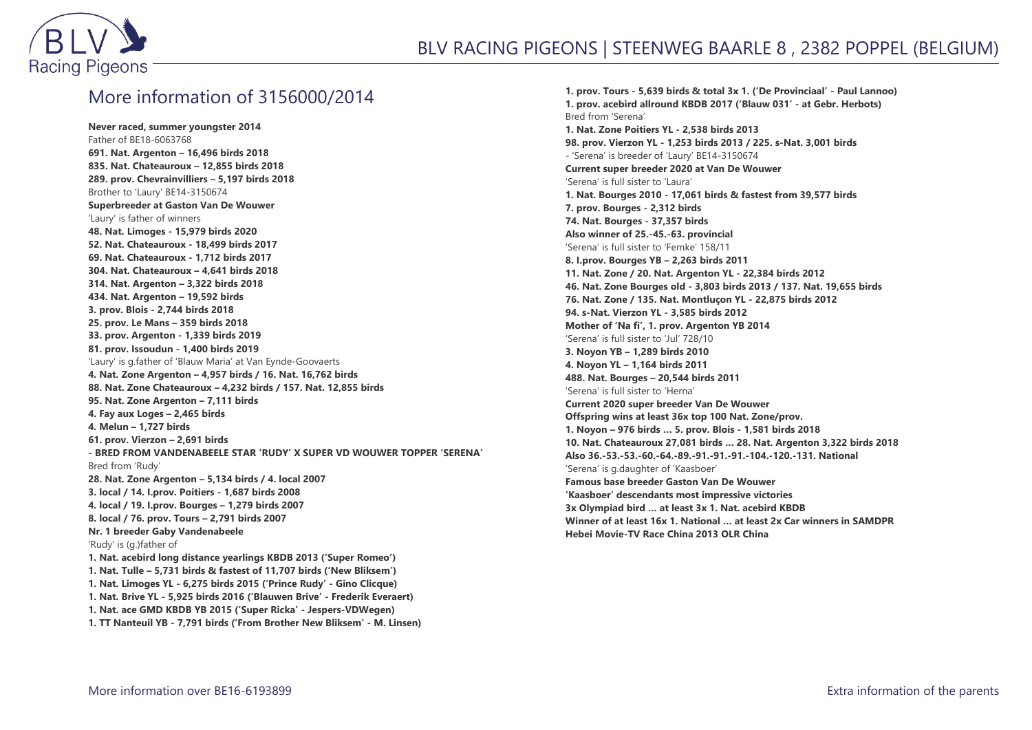## More information of 3156000/2014

**Never raced, summer youngster 2014**
Father of BE18-6063768
**691. Nat. Argenton – 16,496 birds 2018**
**835. Nat. Chateauroux – 12,855 birds 2018**
**289. prov. Chevrainvilliers – 5,197 birds 2018**
Brother to 'Laury' BE14-3150674
**Superbreeder at Gaston Van De Wouwer**
'Laury' is father of winners
**48. Nat. Limoges - 15,979 birds 2020**
**52. Nat. Chateauroux - 18,499 birds 2017**
**69. Nat. Chateauroux - 1,712 birds 2017**
**304. Nat. Chateauroux – 4,641 birds 2018**
**314. Nat. Argenton – 3,322 birds 2018**
**434. Nat. Argenton – 19,592 birds**
**3. prov. Blois - 2,744 birds 2018**
**25. prov. Le Mans – 359 birds 2018**
**33. prov. Argenton - 1,339 birds 2019**
**81. prov. Issoudun - 1,400 birds 2019**
'Laury' is g.father of 'Blauw Maria' at Van Eynde-Goovaerts
**4. Nat. Zone Argenton – 4,957 birds / 16. Nat. 16,762 birds**
**88. Nat. Zone Chateauroux – 4,232 birds / 157. Nat. 12,855 birds**
**95. Nat. Zone Argenton – 7,111 birds**
**4. Fay aux Loges – 2,465 birds**
**4. Melun – 1,727 birds**
**61. prov. Vierzon – 2,691 birds**
**- BRED FROM VANDENABEELE STAR 'RUDY' X SUPER VD WOUWER TOPPER 'SERENA'**
Bred from 'Rudy'
**28. Nat. Zone Argenton – 5,134 birds / 4. local 2007**
**3. local / 14. I.prov. Poitiers - 1,687 birds 2008**
**4. local / 19. I.prov. Bourges – 1,279 birds 2007**
**8. local / 76. prov. Tours – 2,791 birds 2007**
**Nr. 1 breeder Gaby Vandenabeele**
'Rudy' is (g.)father of
**1. Nat. acebird long distance yearlings KBDB 2013 ('Super Romeo')**
**1. Nat. Tulle – 5,731 birds & fastest of 11,707 birds ('New Bliksem')**
**1. Nat. Limoges YL - 6,275 birds 2015 ('Prince Rudy' - Gino Clicque)**
**1. Nat. Brive YL - 5,925 birds 2016 ('Blauwen Brive' - Frederik Everaert)**
**1. Nat. ace GMD KBDB YB 2015 ('Super Ricka' - Jespers-VDWegen)**
**1. TT Nanteuil YB - 7,791 birds ('From Brother New Bliksem' - M. Linsen)**
**1. prov. Tours - 5,639 birds & total 3x 1. ('De Provinciaal' - Paul Lannoo)**
**1. prov. acebird allround KBDB 2017 ('Blauw 031' - at Gebr. Herbots)**
Bred from 'Serena'
**1. Nat. Zone Poitiers YL - 2,538 birds 2013**
**98. prov. Vierzon YL - 1,253 birds 2013 / 225. s-Nat. 3,001 birds**
- 'Serena' is breeder of 'Laury' BE14-3150674
**Current super breeder 2020 at Van De Wouwer**
'Serena' is full sister to 'Laura'
**1. Nat. Bourges 2010 - 17,061 birds & fastest from 39,577 birds**
**7. prov. Bourges - 2,312 birds**
**74. Nat. Bourges - 37,357 birds**
**Also winner of 25.-45.-63. provincial**
'Serena' is full sister to 'Femke' 158/11
**8. I.prov. Bourges YB – 2,263 birds 2011**
**11. Nat. Zone / 20. Nat. Argenton YL - 22,384 birds 2012**
**46. Nat. Zone Bourges old - 3,803 birds 2013 / 137. Nat. 19,655 birds**
**76. Nat. Zone / 135. Nat. Montluçon YL - 22,875 birds 2012**
**94. s-Nat. Vierzon YL - 3,585 birds 2012**
**Mother of 'Na fi', 1. prov. Argenton YB 2014**
'Serena' is full sister to 'Jul' 728/10
**3. Noyon YB – 1,289 birds 2010**
**4. Noyon YL – 1,164 birds 2011**
**488. Nat. Bourges – 20,544 birds 2011**
'Serena' is full sister to 'Herna'
**Current 2020 super breeder Van De Wouwer**
**Offspring wins at least 36x top 100 Nat. Zone/prov.**
**1. Noyon – 976 birds … 5. prov. Blois - 1,581 birds 2018**
**10. Nat. Chateauroux 27,081 birds … 28. Nat. Argenton 3,322 birds 2018**
**Also 36.-53.-53.-60.-64.-89.-91.-91.-91.-104.-120.-131. National**
'Serena' is g.daughter of 'Kaasboer'
**Famous base breeder Gaston Van De Wouwer**
**'Kaasboer' descendants most impressive victories**
**3x Olympiad bird … at least 3x 1. Nat. acebird KBDB**
**Winner of at least 16x 1. National … at least 2x Car winners in SAMDPR**
**Hebei Movie-TV Race China 2013 OLR China**

More information over BE16-6193899

Extra information of the parents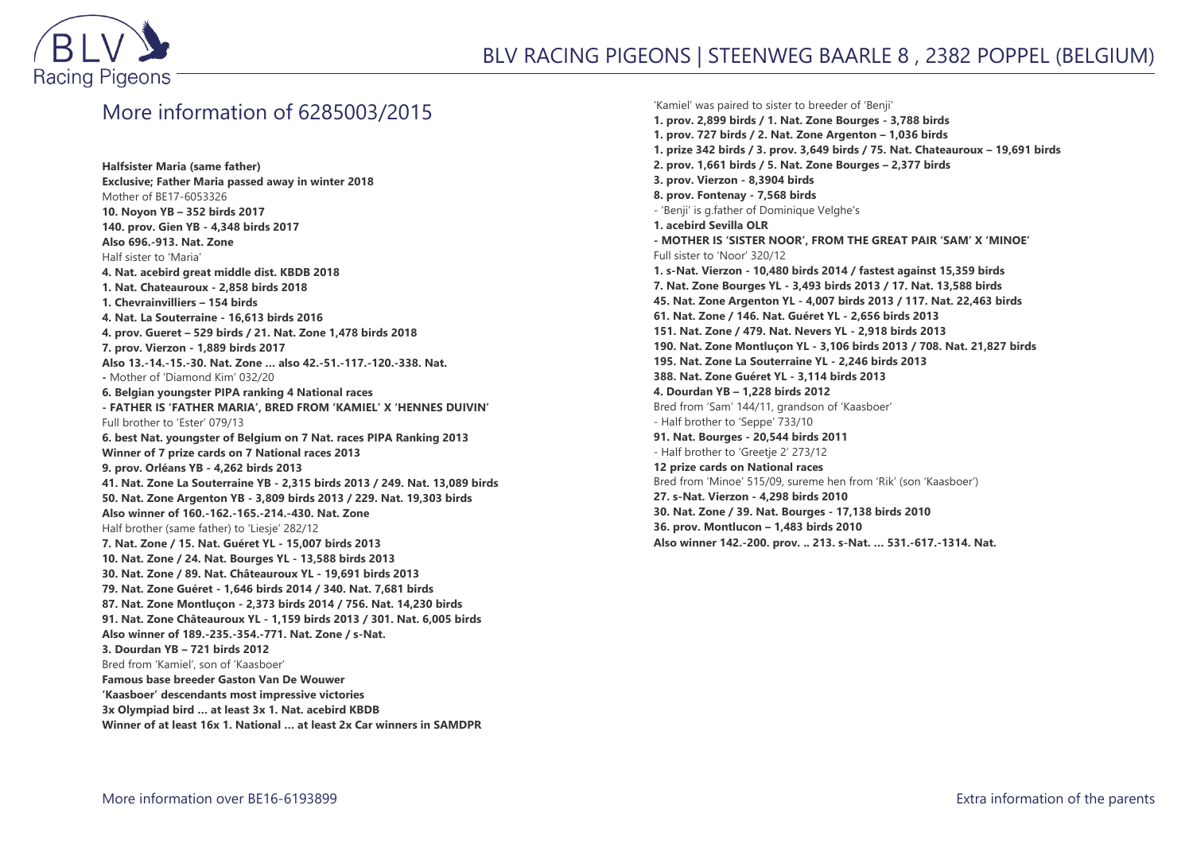## More information of 6285003/2015

**Halfsister Maria (same father)**
**Exclusive; Father Maria passed away in winter 2018**
Mother of BE17-6053326
**10. Noyon YB – 352 birds 2017**
**140. prov. Gien YB - 4,348 birds 2017**
**Also 696.-913. Nat. Zone**
Half sister to 'Maria'
**4. Nat. acebird great middle dist. KBDB 2018**
**1. Nat. Chateauroux - 2,858 birds 2018**
**1. Chevrainvilliers – 154 birds**
**4. Nat. La Souterraine - 16,613 birds 2016**
**4. prov. Gueret – 529 birds / 21. Nat. Zone 1,478 birds 2018**
**7. prov. Vierzon - 1,889 birds 2017**
**Also 13.-14.-15.-30. Nat. Zone ... also 42.-51.-117.-120.-338. Nat.**
**-** Mother of 'Diamond Kim' 032/20
**6. Belgian youngster PIPA ranking 4 National races**
**- FATHER IS 'FATHER MARIA', BRED FROM 'KAMIEL' X 'HENNES DUIVIN'**
Full brother to 'Ester' 079/13
**6. best Nat. youngster of Belgium on 7 Nat. races PIPA Ranking 2013**
**Winner of 7 prize cards on 7 National races 2013**
**9. prov. Orléans YB - 4,262 birds 2013**
**41. Nat. Zone La Souterraine YB - 2,315 birds 2013 / 249. Nat. 13,089 birds**
**50. Nat. Zone Argenton YB - 3,809 birds 2013 / 229. Nat. 19,303 birds**
**Also winner of 160.-162.-165.-214.-430. Nat. Zone**
Half brother (same father) to 'Liesje' 282/12
**7. Nat. Zone / 15. Nat. Guéret YL - 15,007 birds 2013**
**10. Nat. Zone / 24. Nat. Bourges YL - 13,588 birds 2013**
**30. Nat. Zone / 89. Nat. Châteauroux YL - 19,691 birds 2013**
**79. Nat. Zone Guéret - 1,646 birds 2014 / 340. Nat. 7,681 birds**
**87. Nat. Zone Montluçon - 2,373 birds 2014 / 756. Nat. 14,230 birds**
**91. Nat. Zone Châteauroux YL - 1,159 birds 2013 / 301. Nat. 6,005 birds**
**Also winner of 189.-235.-354.-771. Nat. Zone / s-Nat.**
**3. Dourdan YB – 721 birds 2012**
Bred from 'Kamiel', son of 'Kaasboer'
**Famous base breeder Gaston Van De Wouwer**
**'Kaasboer' descendants most impressive victories**
**3x Olympiad bird ... at least 3x 1. Nat. acebird KBDB**
**Winner of at least 16x 1. National ... at least 2x Car winners in SAMDPR**

'Kamiel' was paired to sister to breeder of 'Benji'
**1. prov. 2,899 birds / 1. Nat. Zone Bourges - 3,788 birds**
**1. prov. 727 birds / 2. Nat. Zone Argenton – 1,036 birds**
**1. prize 342 birds / 3. prov. 3,649 birds / 75. Nat. Chateauroux – 19,691 birds**
**2. prov. 1,661 birds / 5. Nat. Zone Bourges – 2,377 birds**
**3. prov. Vierzon - 8,3904 birds**
**8. prov. Fontenay - 7,568 birds**
- 'Benji' is g.father of Dominique Velghe's
**1. acebird Sevilla OLR**
**- MOTHER IS 'SISTER NOOR', FROM THE GREAT PAIR 'SAM' X 'MINOE'**
Full sister to 'Noor' 320/12
**1. s-Nat. Vierzon - 10,480 birds 2014 / fastest against 15,359 birds**
**7. Nat. Zone Bourges YL - 3,493 birds 2013 / 17. Nat. 13,588 birds**
**45. Nat. Zone Argenton YL - 4,007 birds 2013 / 117. Nat. 22,463 birds**
**61. Nat. Zone / 146. Nat. Guéret YL - 2,656 birds 2013**
**151. Nat. Zone / 479. Nat. Nevers YL - 2,918 birds 2013**
**190. Nat. Zone Montluçon YL - 3,106 birds 2013 / 708. Nat. 21,827 birds**
**195. Nat. Zone La Souterraine YL - 2,246 birds 2013**
**388. Nat. Zone Guéret YL - 3,114 birds 2013**
**4. Dourdan YB – 1,228 birds 2012**
Bred from 'Sam' 144/11, grandson of 'Kaasboer'
- Half brother to 'Seppe' 733/10
**91. Nat. Bourges - 20,544 birds 2011**
- Half brother to 'Greetje 2' 273/12
**12 prize cards on National races**
Bred from 'Minoe' 515/09, sureme hen from 'Rik' (son 'Kaasboer')
**27. s-Nat. Vierzon - 4,298 birds 2010**
**30. Nat. Zone / 39. Nat. Bourges - 17,138 birds 2010**
**36. prov. Montlucon – 1,483 birds 2010**
**Also winner 142.-200. prov. .. 213. s-Nat. ... 531.-617.-1314. Nat.**

More information over BE16-6193899

Extra information of the parents